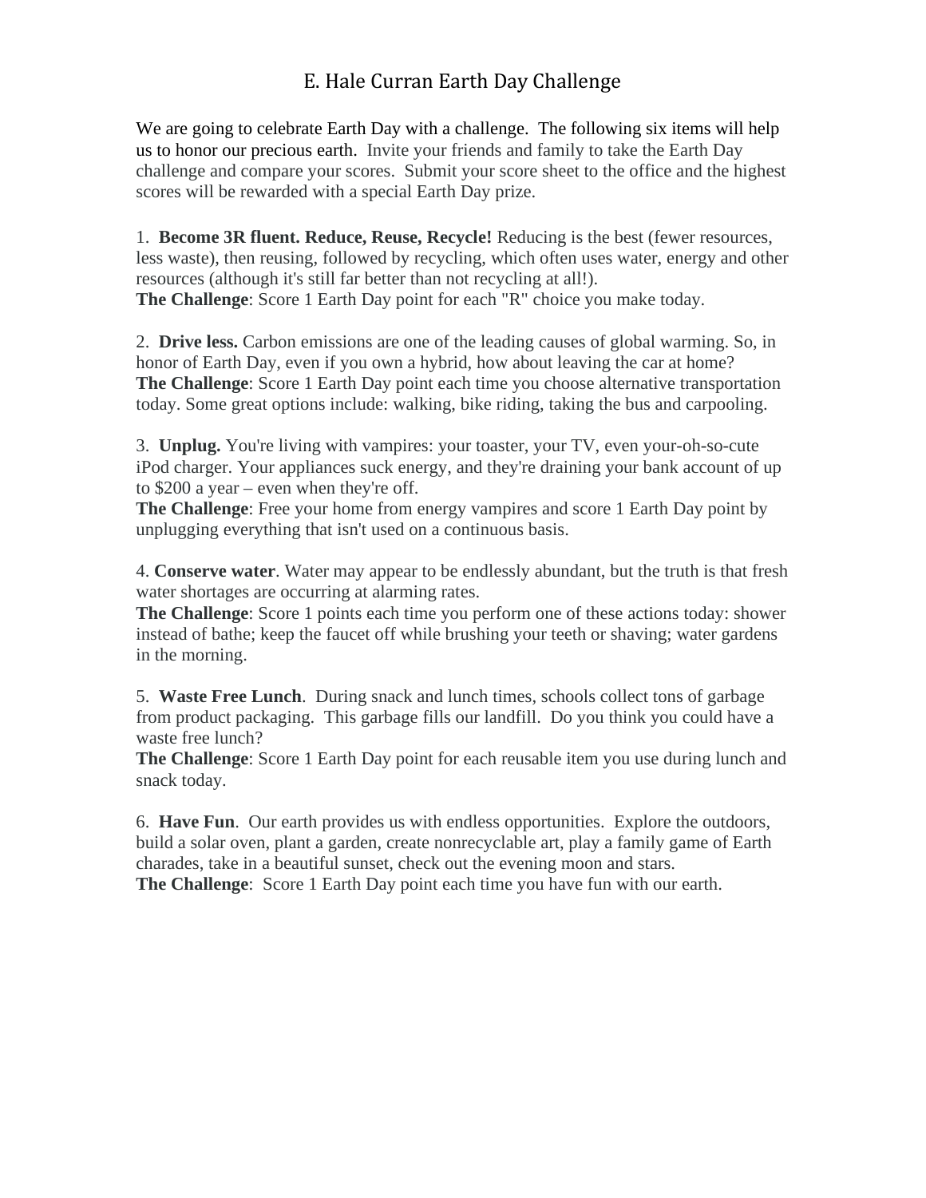# E. Hale Curran Earth Day Challenge

We are going to celebrate Earth Day with a challenge. The following six items will help us to honor our precious earth. Invite your friends and family to take the Earth Day challenge and compare your scores. Submit your score sheet to the office and the highest scores will be rewarded with a special Earth Day prize.

1. **Become 3R fluent. Reduce, Reuse, Recycle!** Reducing is the best (fewer resources, less waste), then reusing, followed by recycling, which often uses water, energy and other resources (although it's still far better than not recycling at all!).
**The Challenge**: Score 1 Earth Day point for each "R" choice you make today.

2. **Drive less.** Carbon emissions are one of the leading causes of global warming. So, in honor of Earth Day, even if you own a hybrid, how about leaving the car at home?
**The Challenge**: Score 1 Earth Day point each time you choose alternative transportation today. Some great options include: walking, bike riding, taking the bus and carpooling.

3. **Unplug.** You're living with vampires: your toaster, your TV, even your-oh-so-cute iPod charger. Your appliances suck energy, and they're draining your bank account of up to $200 a year – even when they're off.
**The Challenge**: Free your home from energy vampires and score 1 Earth Day point by unplugging everything that isn't used on a continuous basis.

4. **Conserve water**. Water may appear to be endlessly abundant, but the truth is that fresh water shortages are occurring at alarming rates.
**The Challenge**: Score 1 points each time you perform one of these actions today: shower instead of bathe; keep the faucet off while brushing your teeth or shaving; water gardens in the morning.

5. **Waste Free Lunch**. During snack and lunch times, schools collect tons of garbage from product packaging. This garbage fills our landfill. Do you think you could have a waste free lunch?
**The Challenge**: Score 1 Earth Day point for each reusable item you use during lunch and snack today.

6. **Have Fun**. Our earth provides us with endless opportunities. Explore the outdoors, build a solar oven, plant a garden, create nonrecyclable art, play a family game of Earth charades, take in a beautiful sunset, check out the evening moon and stars.
**The Challenge**: Score 1 Earth Day point each time you have fun with our earth.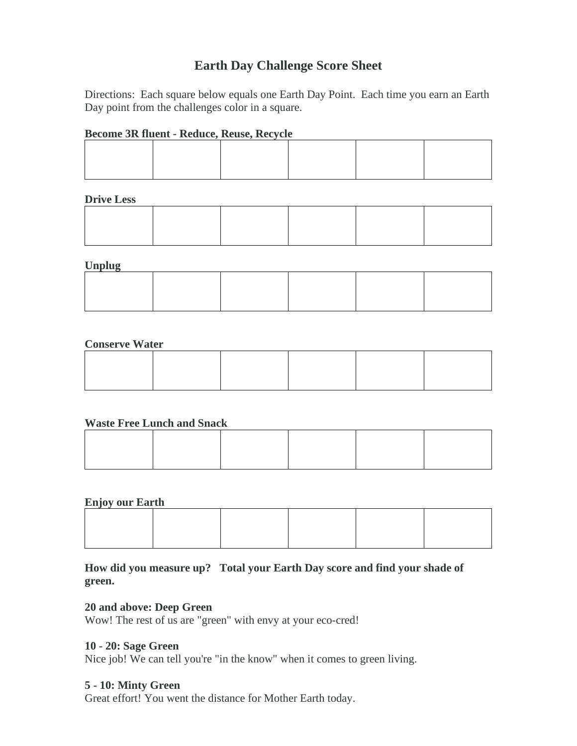# Earth Day Challenge Score Sheet

Directions: Each square below equals one Earth Day Point. Each time you earn an Earth Day point from the challenges color in a square.

**Become 3R fluent - Reduce, Reuse, Recycle**

| | | | | | |
|---|---|---|---|---|---|
| | | | | | |

**Drive Less**

| | | | | | |
|---|---|---|---|---|---|
| | | | | | |

**Unplug**

| | | | | | |
|---|---|---|---|---|---|
| | | | | | |

**Conserve Water**

| | | | | | |
|---|---|---|---|---|---|
| | | | | | |

**Waste Free Lunch and Snack**

| | | | | | |
|---|---|---|---|---|---|
| | | | | | |

**Enjoy our Earth**

| | | | | | |
|---|---|---|---|---|---|
| | | | | | |

**How did you measure up? Total your Earth Day score and find your shade of green.**

**20 and above: Deep Green**
Wow! The rest of us are "green" with envy at your eco-cred!

**10 - 20: Sage Green**
Nice job! We can tell you're "in the know" when it comes to green living.

**5 - 10: Minty Green**
Great effort! You went the distance for Mother Earth today.